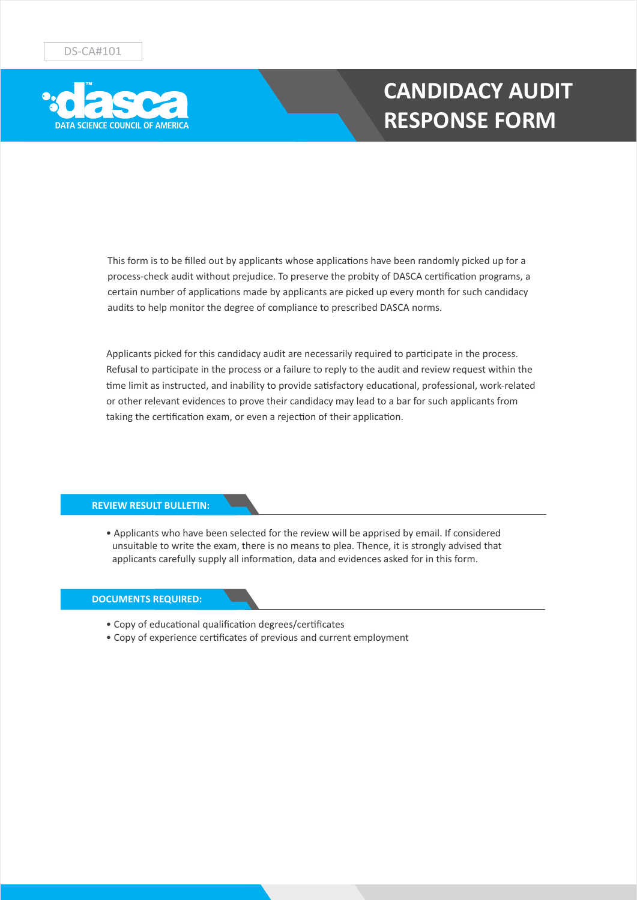DS-CA#101

DATA SCIENCE COUNCIL OF AMERICA

# CANDIDACY AUDIT RESPONSE FORM

This form is to be filled out by applicants whose applications have been randomly picked up for a process-check audit without prejudice. To preserve the probity of DASCA certification programs, a certain number of applications made by applicants are picked up every month for such candidacy audits to help monitor the degree of compliance to prescribed DASCA norms.

Applicants picked for this candidacy audit are necessarily required to participate in the process. Refusal to participate in the process or a failure to reply to the audit and review request within the time limit as instructed, and inability to provide satisfactory educational, professional, work-related or other relevant evidences to prove their candidacy may lead to a bar for such applicants from taking the certification exam, or even a rejection of their application.

## REVIEW RESULT BULLETIN:

- Applicants who have been selected for the review will be apprised by email. If considered unsuitable to write the exam, there is no means to plea. Thence, it is strongly advised that applicants carefully supply all information, data and evidences asked for in this form.

## DOCUMENTS REQUIRED:

- Copy of educational qualification degrees/certificates
- Copy of experience certificates of previous and current employment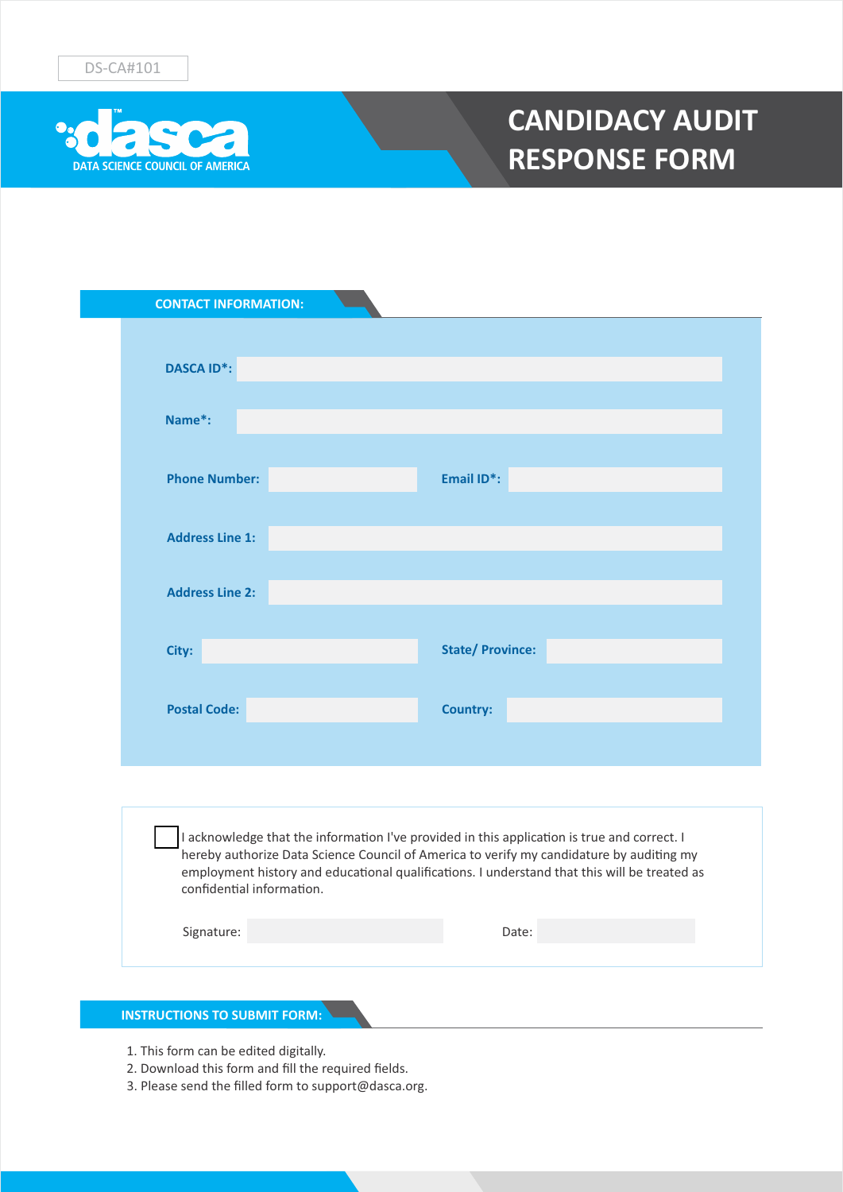DS-CA#101

DATA SCIENCE COUNCIL OF AMERICA

# CANDIDACY AUDIT RESPONSE FORM

## CONTACT INFORMATION:

**DASCA ID*:**

**Name*:**

**Phone Number:** **Email ID*:**

**Address Line 1:**

**Address Line 2:**

**City:** **State/ Province:**

**Postal Code:** **Country:**

☐ I acknowledge that the information I've provided in this application is true and correct. I hereby authorize Data Science Council of America to verify my candidature by auditing my employment history and educational qualifications. I understand that this will be treated as confidential information.

Signature: Date:

## INSTRUCTIONS TO SUBMIT FORM:

1. This form can be edited digitally.
2. Download this form and fill the required fields.
3. Please send the filled form to support@dasca.org.